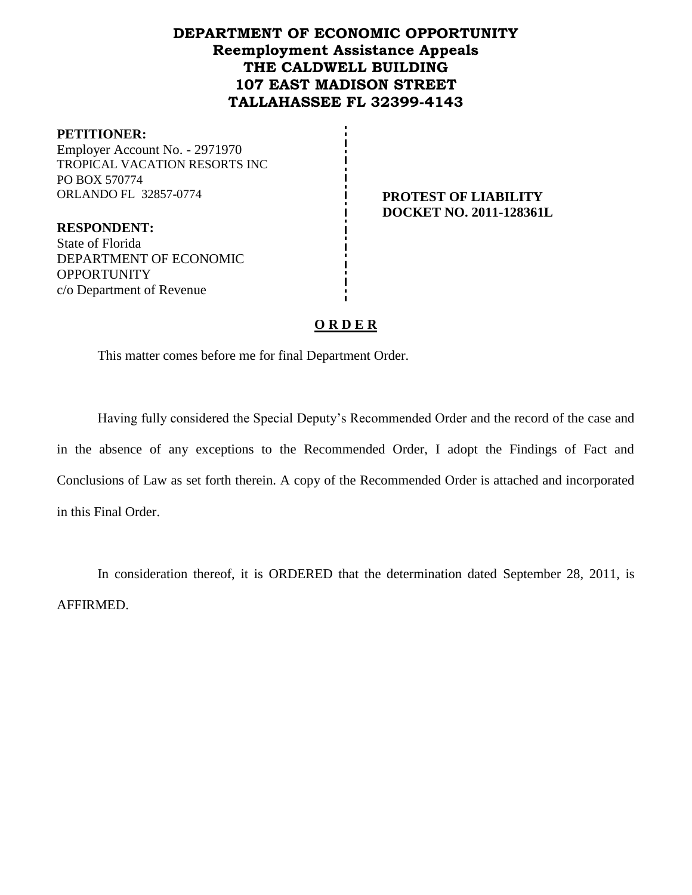# DEPARTMENT OF ECONOMIC OPPORTUNITY
## Reemployment Assistance Appeals
## THE CALDWELL BUILDING
## 107 EAST MADISON STREET
## TALLAHASSEE FL 32399-4143

**PETITIONER:**
Employer Account No. - 2971970
TROPICAL VACATION RESORTS INC
PO BOX 570774
ORLANDO FL 32857-0774

**PROTEST OF LIABILITY**
**DOCKET NO. 2011-128361L**

**RESPONDENT:**
State of Florida
DEPARTMENT OF ECONOMIC OPPORTUNITY
c/o Department of Revenue

## O R D E R

This matter comes before me for final Department Order.

Having fully considered the Special Deputy's Recommended Order and the record of the case and in the absence of any exceptions to the Recommended Order, I adopt the Findings of Fact and Conclusions of Law as set forth therein. A copy of the Recommended Order is attached and incorporated in this Final Order.

In consideration thereof, it is ORDERED that the determination dated September 28, 2011, is AFFIRMED.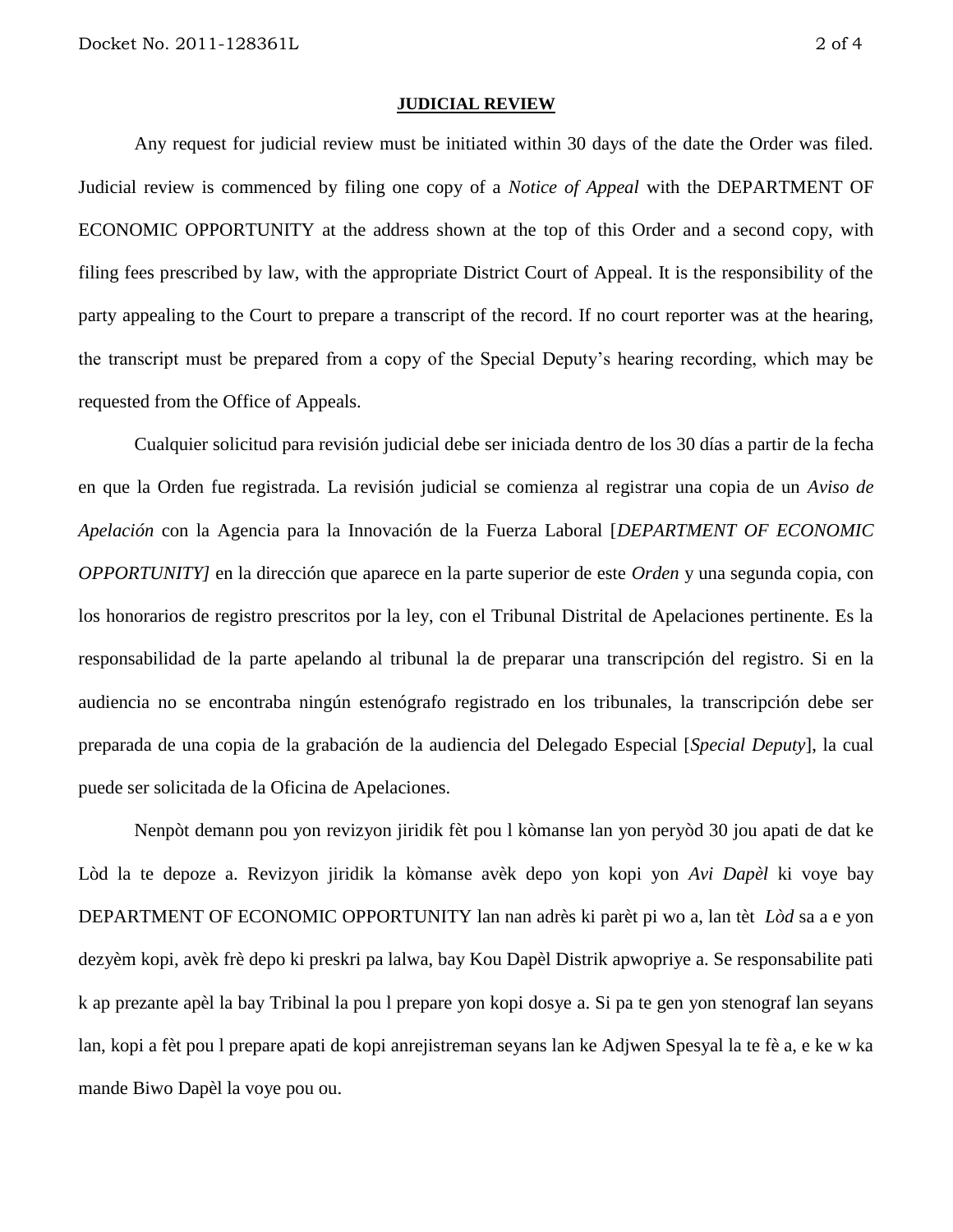## JUDICIAL REVIEW

Any request for judicial review must be initiated within 30 days of the date the Order was filed. Judicial review is commenced by filing one copy of a *Notice of Appeal* with the DEPARTMENT OF ECONOMIC OPPORTUNITY at the address shown at the top of this Order and a second copy, with filing fees prescribed by law, with the appropriate District Court of Appeal. It is the responsibility of the party appealing to the Court to prepare a transcript of the record. If no court reporter was at the hearing, the transcript must be prepared from a copy of the Special Deputy's hearing recording, which may be requested from the Office of Appeals.

Cualquier solicitud para revisión judicial debe ser iniciada dentro de los 30 días a partir de la fecha en que la Orden fue registrada. La revisión judicial se comienza al registrar una copia de un *Aviso de Apelación* con la Agencia para la Innovación de la Fuerza Laboral [*DEPARTMENT OF ECONOMIC OPPORTUNITY]* en la dirección que aparece en la parte superior de este *Orden* y una segunda copia, con los honorarios de registro prescritos por la ley, con el Tribunal Distrital de Apelaciones pertinente. Es la responsabilidad de la parte apelando al tribunal la de preparar una transcripción del registro. Si en la audiencia no se encontraba ningún estenógrafo registrado en los tribunales, la transcripción debe ser preparada de una copia de la grabación de la audiencia del Delegado Especial [*Special Deputy*], la cual puede ser solicitada de la Oficina de Apelaciones.

Nenpòt demann pou yon revizyon jiridik fèt pou l kòmanse lan yon peryòd 30 jou apati de dat ke Lòd la te depoze a. Revizyon jiridik la kòmanse avèk depo yon kopi yon *Avi Dapèl* ki voye bay DEPARTMENT OF ECONOMIC OPPORTUNITY lan nan adrès ki parèt pi wo a, lan tèt *Lòd* sa a e yon dezyèm kopi, avèk frè depo ki preskri pa lalwa, bay Kou Dapèl Distrik apwopriye a. Se responsabilite pati k ap prezante apèl la bay Tribinal la pou l prepare yon kopi dosye a. Si pa te gen yon stenograf lan seyans lan, kopi a fèt pou l prepare apati de kopi anrejistreman seyans lan ke Adjwen Spesyal la te fè a, e ke w ka mande Biwo Dapèl la voye pou ou.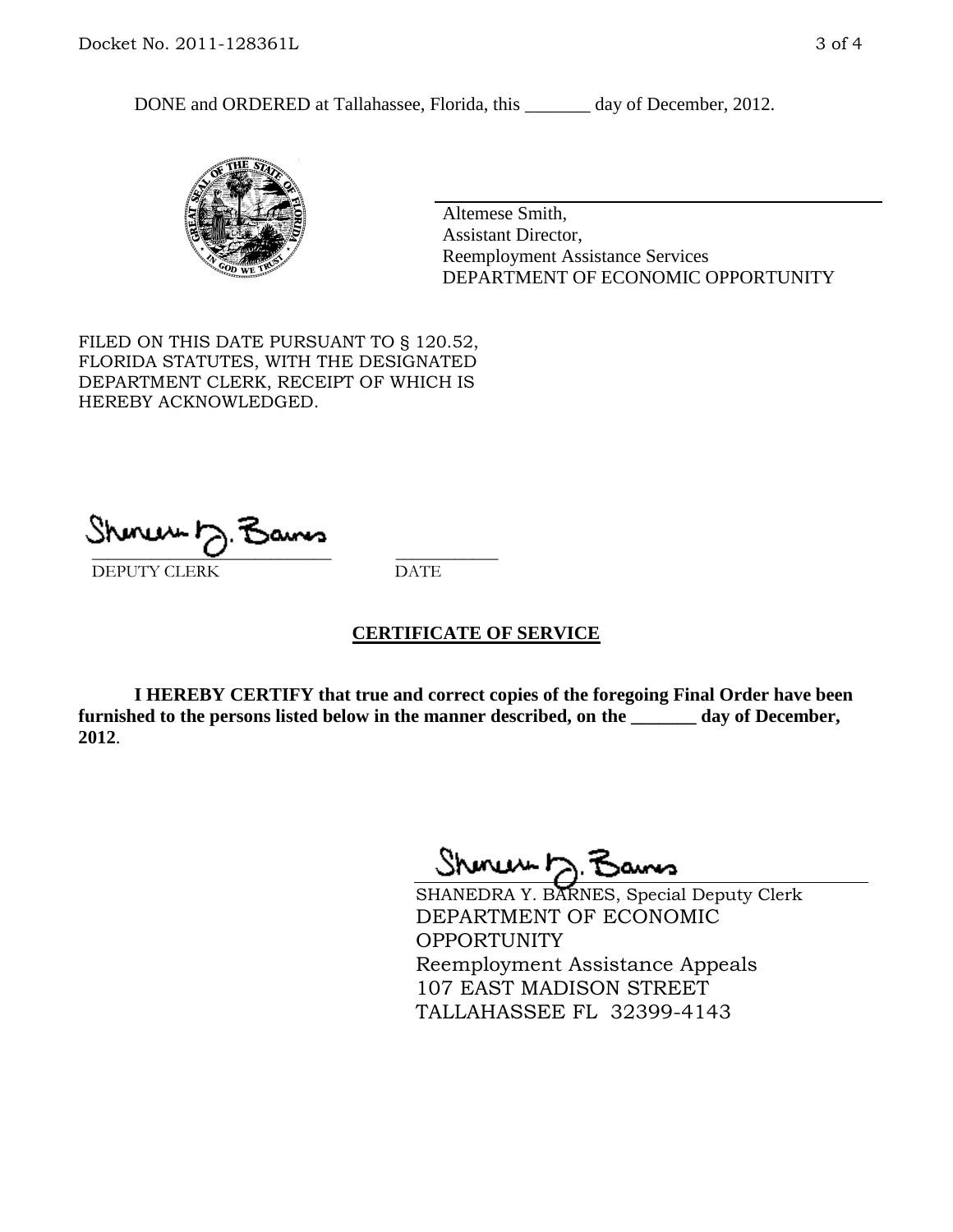DONE and ORDERED at Tallahassee, Florida, this _______ day of December, 2012.

Altemese Smith,
Assistant Director,
Reemployment Assistance Services
DEPARTMENT OF ECONOMIC OPPORTUNITY

FILED ON THIS DATE PURSUANT TO § 120.52, FLORIDA STATUTES, WITH THE DESIGNATED DEPARTMENT CLERK, RECEIPT OF WHICH IS HEREBY ACKNOWLEDGED.

___________________________ ___________
DEPUTY CLERK DATE

## CERTIFICATE OF SERVICE

**I HEREBY CERTIFY that true and correct copies of the foregoing Final Order have been furnished to the persons listed below in the manner described, on the _______ day of December, 2012**.

SHANEDRA Y. BARNES, Special Deputy Clerk
DEPARTMENT OF ECONOMIC OPPORTUNITY
Reemployment Assistance Appeals
107 EAST MADISON STREET
TALLAHASSEE FL 32399-4143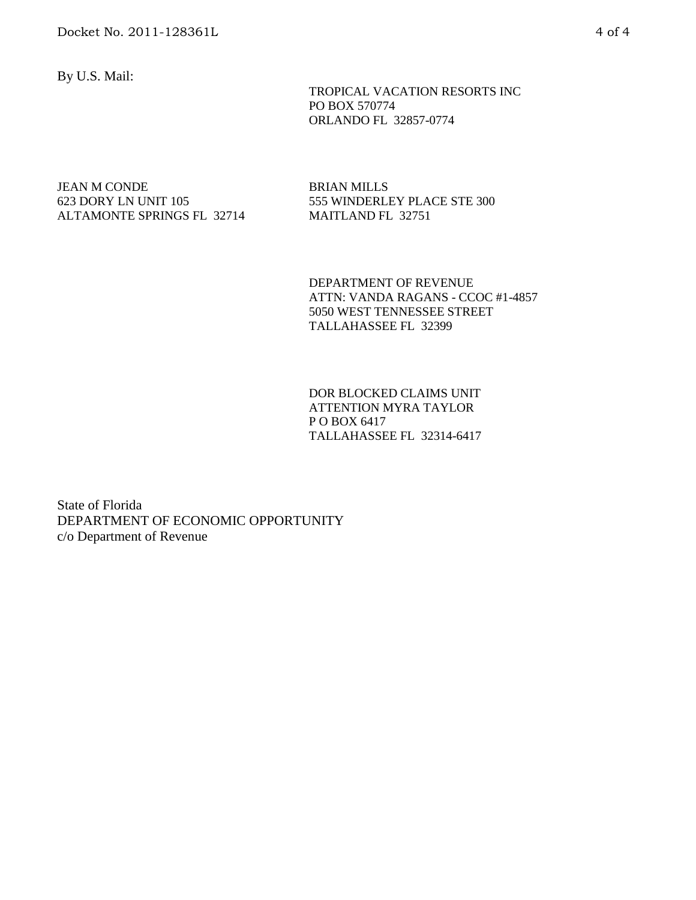By U.S. Mail:

TROPICAL VACATION RESORTS INC
PO BOX 570774
ORLANDO FL 32857-0774

JEAN M CONDE
623 DORY LN UNIT 105
ALTAMONTE SPRINGS FL 32714

BRIAN MILLS
555 WINDERLEY PLACE STE 300
MAITLAND FL 32751

DEPARTMENT OF REVENUE
ATTN: VANDA RAGANS - CCOC #1-4857
5050 WEST TENNESSEE STREET
TALLAHASSEE FL 32399

DOR BLOCKED CLAIMS UNIT
ATTENTION MYRA TAYLOR
P O BOX 6417
TALLAHASSEE FL 32314-6417

State of Florida
DEPARTMENT OF ECONOMIC OPPORTUNITY
c/o Department of Revenue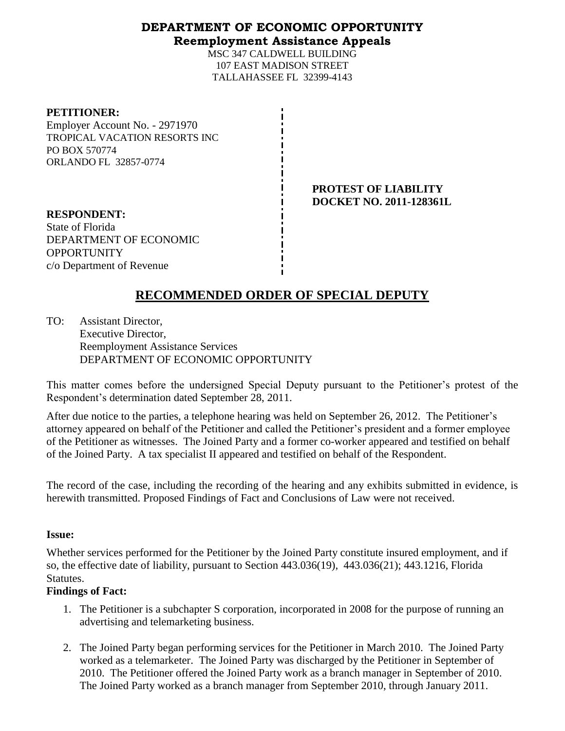**DEPARTMENT OF ECONOMIC OPPORTUNITY**
**Reemployment Assistance Appeals**
MSC 347 CALDWELL BUILDING
107 EAST MADISON STREET
TALLAHASSEE FL 32399-4143

**PETITIONER:**
Employer Account No. - 2971970
TROPICAL VACATION RESORTS INC
PO BOX 570774
ORLANDO FL 32857-0774

**PROTEST OF LIABILITY**
**DOCKET NO. 2011-128361L**

**RESPONDENT:**
State of Florida
DEPARTMENT OF ECONOMIC OPPORTUNITY
c/o Department of Revenue

# RECOMMENDED ORDER OF SPECIAL DEPUTY

TO: Assistant Director,
Executive Director,
Reemployment Assistance Services
DEPARTMENT OF ECONOMIC OPPORTUNITY

This matter comes before the undersigned Special Deputy pursuant to the Petitioner's protest of the Respondent's determination dated September 28, 2011.

After due notice to the parties, a telephone hearing was held on September 26, 2012. The Petitioner's attorney appeared on behalf of the Petitioner and called the Petitioner's president and a former employee of the Petitioner as witnesses. The Joined Party and a former co-worker appeared and testified on behalf of the Joined Party. A tax specialist II appeared and testified on behalf of the Respondent.

The record of the case, including the recording of the hearing and any exhibits submitted in evidence, is herewith transmitted. Proposed Findings of Fact and Conclusions of Law were not received.

**Issue:**

Whether services performed for the Petitioner by the Joined Party constitute insured employment, and if so, the effective date of liability, pursuant to Section 443.036(19), 443.036(21); 443.1216, Florida Statutes.

**Findings of Fact:**

1. The Petitioner is a subchapter S corporation, incorporated in 2008 for the purpose of running an advertising and telemarketing business.

2. The Joined Party began performing services for the Petitioner in March 2010. The Joined Party worked as a telemarketer. The Joined Party was discharged by the Petitioner in September of 2010. The Petitioner offered the Joined Party work as a branch manager in September of 2010. The Joined Party worked as a branch manager from September 2010, through January 2011.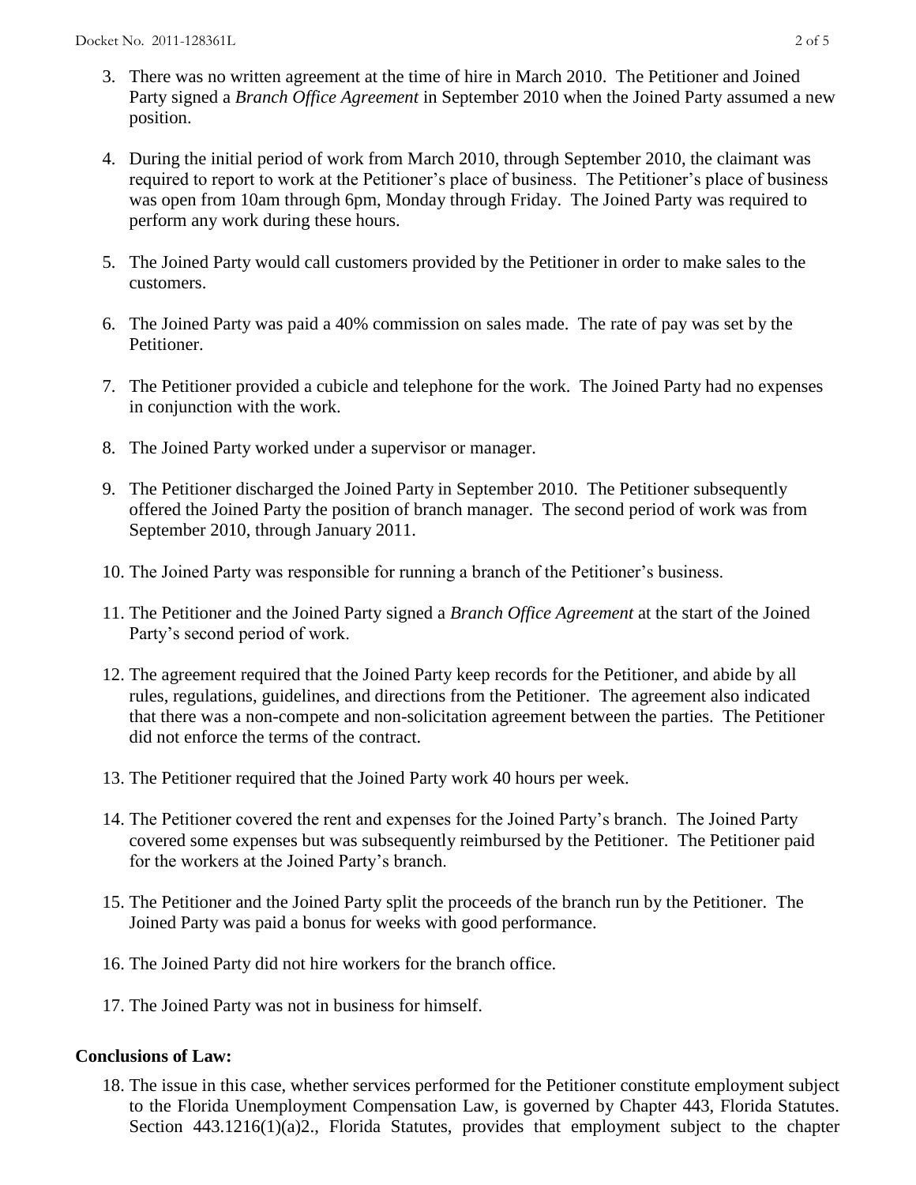3. There was no written agreement at the time of hire in March 2010. The Petitioner and Joined Party signed a *Branch Office Agreement* in September 2010 when the Joined Party assumed a new position.

4. During the initial period of work from March 2010, through September 2010, the claimant was required to report to work at the Petitioner's place of business. The Petitioner's place of business was open from 10am through 6pm, Monday through Friday. The Joined Party was required to perform any work during these hours.

5. The Joined Party would call customers provided by the Petitioner in order to make sales to the customers.

6. The Joined Party was paid a 40% commission on sales made. The rate of pay was set by the Petitioner.

7. The Petitioner provided a cubicle and telephone for the work. The Joined Party had no expenses in conjunction with the work.

8. The Joined Party worked under a supervisor or manager.

9. The Petitioner discharged the Joined Party in September 2010. The Petitioner subsequently offered the Joined Party the position of branch manager. The second period of work was from September 2010, through January 2011.

10. The Joined Party was responsible for running a branch of the Petitioner's business.

11. The Petitioner and the Joined Party signed a *Branch Office Agreement* at the start of the Joined Party's second period of work.

12. The agreement required that the Joined Party keep records for the Petitioner, and abide by all rules, regulations, guidelines, and directions from the Petitioner. The agreement also indicated that there was a non-compete and non-solicitation agreement between the parties. The Petitioner did not enforce the terms of the contract.

13. The Petitioner required that the Joined Party work 40 hours per week.

14. The Petitioner covered the rent and expenses for the Joined Party's branch. The Joined Party covered some expenses but was subsequently reimbursed by the Petitioner. The Petitioner paid for the workers at the Joined Party's branch.

15. The Petitioner and the Joined Party split the proceeds of the branch run by the Petitioner. The Joined Party was paid a bonus for weeks with good performance.

16. The Joined Party did not hire workers for the branch office.

17. The Joined Party was not in business for himself.

## Conclusions of Law:

18. The issue in this case, whether services performed for the Petitioner constitute employment subject to the Florida Unemployment Compensation Law, is governed by Chapter 443, Florida Statutes. Section 443.1216(1)(a)2., Florida Statutes, provides that employment subject to the chapter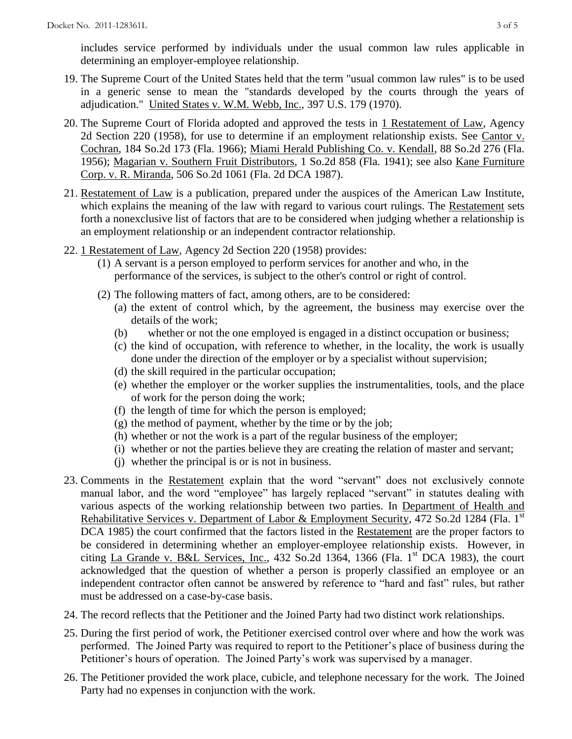includes service performed by individuals under the usual common law rules applicable in determining an employer-employee relationship.

19. The Supreme Court of the United States held that the term "usual common law rules" is to be used in a generic sense to mean the "standards developed by the courts through the years of adjudication." United States v. W.M. Webb, Inc., 397 U.S. 179 (1970).

20. The Supreme Court of Florida adopted and approved the tests in 1 Restatement of Law, Agency 2d Section 220 (1958), for use to determine if an employment relationship exists. See Cantor v. Cochran, 184 So.2d 173 (Fla. 1966); Miami Herald Publishing Co. v. Kendall, 88 So.2d 276 (Fla. 1956); Magarian v. Southern Fruit Distributors, 1 So.2d 858 (Fla. 1941); see also Kane Furniture Corp. v. R. Miranda, 506 So.2d 1061 (Fla. 2d DCA 1987).

21. Restatement of Law is a publication, prepared under the auspices of the American Law Institute, which explains the meaning of the law with regard to various court rulings. The Restatement sets forth a nonexclusive list of factors that are to be considered when judging whether a relationship is an employment relationship or an independent contractor relationship.

22. 1 Restatement of Law, Agency 2d Section 220 (1958) provides:
    (1) A servant is a person employed to perform services for another and who, in the performance of the services, is subject to the other's control or right of control.
    (2) The following matters of fact, among others, are to be considered:
        (a) the extent of control which, by the agreement, the business may exercise over the details of the work;
        (b) whether or not the one employed is engaged in a distinct occupation or business;
        (c) the kind of occupation, with reference to whether, in the locality, the work is usually done under the direction of the employer or by a specialist without supervision;
        (d) the skill required in the particular occupation;
        (e) whether the employer or the worker supplies the instrumentalities, tools, and the place of work for the person doing the work;
        (f) the length of time for which the person is employed;
        (g) the method of payment, whether by the time or by the job;
        (h) whether or not the work is a part of the regular business of the employer;
        (i) whether or not the parties believe they are creating the relation of master and servant;
        (j) whether the principal is or is not in business.

23. Comments in the Restatement explain that the word "servant" does not exclusively connote manual labor, and the word "employee" has largely replaced "servant" in statutes dealing with various aspects of the working relationship between two parties. In Department of Health and Rehabilitative Services v. Department of Labor & Employment Security, 472 So.2d 1284 (Fla. 1st DCA 1985) the court confirmed that the factors listed in the Restatement are the proper factors to be considered in determining whether an employer-employee relationship exists. However, in citing La Grande v. B&L Services, Inc., 432 So.2d 1364, 1366 (Fla. 1st DCA 1983), the court acknowledged that the question of whether a person is properly classified an employee or an independent contractor often cannot be answered by reference to "hard and fast" rules, but rather must be addressed on a case-by-case basis.

24. The record reflects that the Petitioner and the Joined Party had two distinct work relationships.

25. During the first period of work, the Petitioner exercised control over where and how the work was performed. The Joined Party was required to report to the Petitioner's place of business during the Petitioner's hours of operation. The Joined Party's work was supervised by a manager.

26. The Petitioner provided the work place, cubicle, and telephone necessary for the work. The Joined Party had no expenses in conjunction with the work.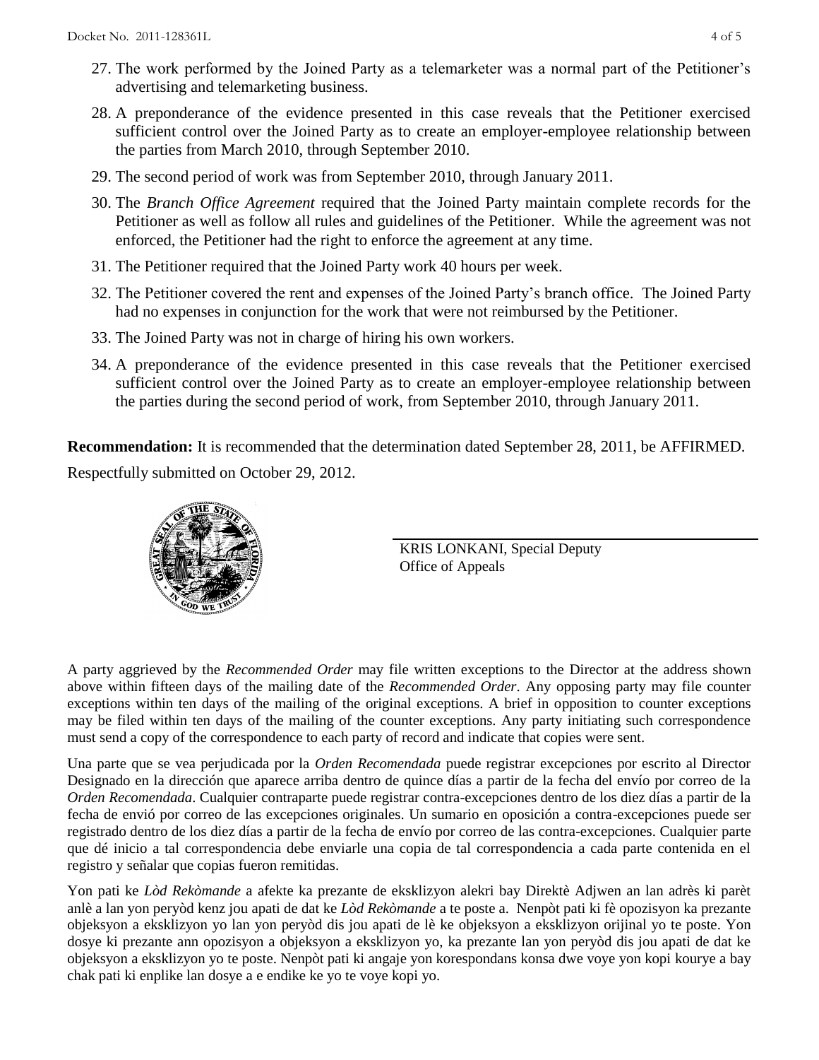27. The work performed by the Joined Party as a telemarketer was a normal part of the Petitioner's advertising and telemarketing business.
28. A preponderance of the evidence presented in this case reveals that the Petitioner exercised sufficient control over the Joined Party as to create an employer-employee relationship between the parties from March 2010, through September 2010.
29. The second period of work was from September 2010, through January 2011.
30. The *Branch Office Agreement* required that the Joined Party maintain complete records for the Petitioner as well as follow all rules and guidelines of the Petitioner. While the agreement was not enforced, the Petitioner had the right to enforce the agreement at any time.
31. The Petitioner required that the Joined Party work 40 hours per week.
32. The Petitioner covered the rent and expenses of the Joined Party's branch office. The Joined Party had no expenses in conjunction for the work that were not reimbursed by the Petitioner.
33. The Joined Party was not in charge of hiring his own workers.
34. A preponderance of the evidence presented in this case reveals that the Petitioner exercised sufficient control over the Joined Party as to create an employer-employee relationship between the parties during the second period of work, from September 2010, through January 2011.

**Recommendation:** It is recommended that the determination dated September 28, 2011, be AFFIRMED.

Respectfully submitted on October 29, 2012.

KRIS LONKANI, Special Deputy
Office of Appeals

A party aggrieved by the *Recommended Order* may file written exceptions to the Director at the address shown above within fifteen days of the mailing date of the *Recommended Order*. Any opposing party may file counter exceptions within ten days of the mailing of the original exceptions. A brief in opposition to counter exceptions may be filed within ten days of the mailing of the counter exceptions. Any party initiating such correspondence must send a copy of the correspondence to each party of record and indicate that copies were sent.

Una parte que se vea perjudicada por la *Orden Recomendada* puede registrar excepciones por escrito al Director Designado en la dirección que aparece arriba dentro de quince días a partir de la fecha del envío por correo de la *Orden Recomendada*. Cualquier contraparte puede registrar contra-excepciones dentro de los diez días a partir de la fecha de envió por correo de las excepciones originales. Un sumario en oposición a contra-excepciones puede ser registrado dentro de los diez días a partir de la fecha de envío por correo de las contra-excepciones. Cualquier parte que dé inicio a tal correspondencia debe enviarle una copia de tal correspondencia a cada parte contenida en el registro y señalar que copias fueron remitidas.

Yon pati ke *Lòd Rekòmande* a afekte ka prezante de eksklizyon alekri bay Direktè Adjwen an lan adrès ki parèt anlè a lan yon peryòd kenz jou apati de dat ke *Lòd Rekòmande* a te poste a. Nenpòt pati ki fè opozisyon ka prezante objeksyon a eksklizyon yo lan yon peryòd dis jou apati de lè ke objeksyon a eksklizyon orijinal yo te poste. Yon dosye ki prezante ann opozisyon a objeksyon a eksklizyon yo, ka prezante lan yon peryòd dis jou apati de dat ke objeksyon a eksklizyon yo te poste. Nenpòt pati ki angaje yon korespondans konsa dwe voye yon kopi kourye a bay chak pati ki enplike lan dosye a e endike ke yo te voye kopi yo.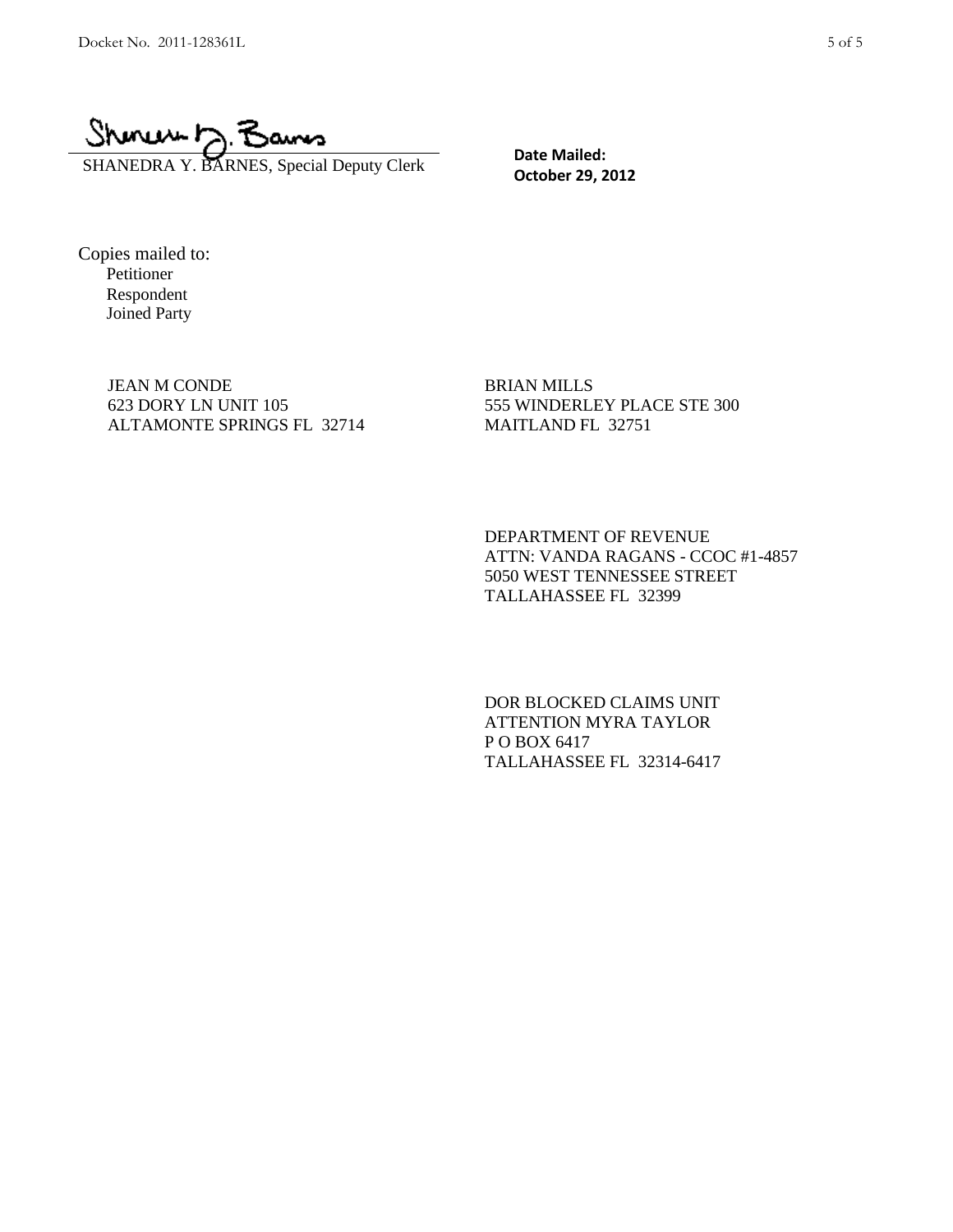SHANEDRA Y. BARNES, Special Deputy Clerk

**Date Mailed:**
**October 29, 2012**

Copies mailed to:
Petitioner
Respondent
Joined Party

JEAN M CONDE
623 DORY LN UNIT 105
ALTAMONTE SPRINGS FL 32714

BRIAN MILLS
555 WINDERLEY PLACE STE 300
MAITLAND FL 32751

DEPARTMENT OF REVENUE
ATTN: VANDA RAGANS - CCOC #1-4857
5050 WEST TENNESSEE STREET
TALLAHASSEE FL 32399

DOR BLOCKED CLAIMS UNIT
ATTENTION MYRA TAYLOR
P O BOX 6417
TALLAHASSEE FL 32314-6417